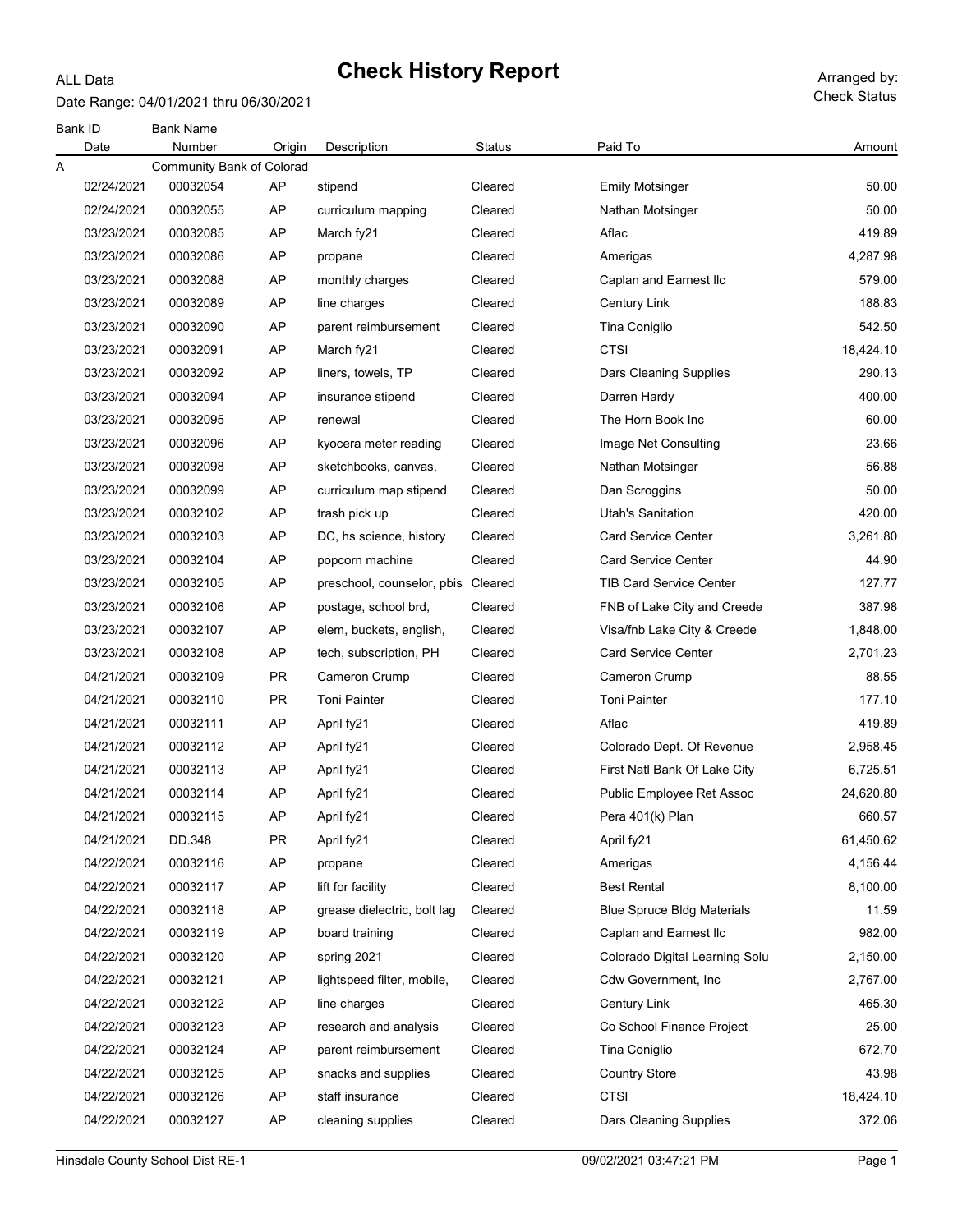ALL Data

# Check History Report

Date Range: 04/01/2021 thru 06/30/2021

Arranged by: Check Status

| Bank ID / Date | Bank Name / Number | Origin | Description | Status | Paid To | Amount |
|---|---|---|---|---|---|---|
| A | Community Bank of Colorad | | | | | |
| 02/24/2021 | 00032054 | AP | stipend | Cleared | Emily Motsinger | 50.00 |
| 02/24/2021 | 00032055 | AP | curriculum mapping | Cleared | Nathan Motsinger | 50.00 |
| 03/23/2021 | 00032085 | AP | March fy21 | Cleared | Aflac | 419.89 |
| 03/23/2021 | 00032086 | AP | propane | Cleared | Amerigas | 4,287.98 |
| 03/23/2021 | 00032088 | AP | monthly charges | Cleared | Caplan and Earnest llc | 579.00 |
| 03/23/2021 | 00032089 | AP | line charges | Cleared | Century Link | 188.83 |
| 03/23/2021 | 00032090 | AP | parent reimbursement | Cleared | Tina Coniglio | 542.50 |
| 03/23/2021 | 00032091 | AP | March fy21 | Cleared | CTSI | 18,424.10 |
| 03/23/2021 | 00032092 | AP | liners, towels, TP | Cleared | Dars Cleaning Supplies | 290.13 |
| 03/23/2021 | 00032094 | AP | insurance stipend | Cleared | Darren Hardy | 400.00 |
| 03/23/2021 | 00032095 | AP | renewal | Cleared | The Horn Book Inc | 60.00 |
| 03/23/2021 | 00032096 | AP | kyocera meter reading | Cleared | Image Net Consulting | 23.66 |
| 03/23/2021 | 00032098 | AP | sketchbooks, canvas, | Cleared | Nathan Motsinger | 56.88 |
| 03/23/2021 | 00032099 | AP | curriculum map stipend | Cleared | Dan Scroggins | 50.00 |
| 03/23/2021 | 00032102 | AP | trash pick up | Cleared | Utah's Sanitation | 420.00 |
| 03/23/2021 | 00032103 | AP | DC, hs science, history | Cleared | Card Service Center | 3,261.80 |
| 03/23/2021 | 00032104 | AP | popcorn machine | Cleared | Card Service Center | 44.90 |
| 03/23/2021 | 00032105 | AP | preschool, counselor, pbis | Cleared | TIB Card Service Center | 127.77 |
| 03/23/2021 | 00032106 | AP | postage, school brd, | Cleared | FNB of Lake City and Creede | 387.98 |
| 03/23/2021 | 00032107 | AP | elem, buckets, english, | Cleared | Visa/fnb Lake City & Creede | 1,848.00 |
| 03/23/2021 | 00032108 | AP | tech, subscription, PH | Cleared | Card Service Center | 2,701.23 |
| 04/21/2021 | 00032109 | PR | Cameron Crump | Cleared | Cameron Crump | 88.55 |
| 04/21/2021 | 00032110 | PR | Toni Painter | Cleared | Toni Painter | 177.10 |
| 04/21/2021 | 00032111 | AP | April fy21 | Cleared | Aflac | 419.89 |
| 04/21/2021 | 00032112 | AP | April fy21 | Cleared | Colorado Dept. Of Revenue | 2,958.45 |
| 04/21/2021 | 00032113 | AP | April fy21 | Cleared | First Natl Bank Of Lake City | 6,725.51 |
| 04/21/2021 | 00032114 | AP | April fy21 | Cleared | Public Employee Ret Assoc | 24,620.80 |
| 04/21/2021 | 00032115 | AP | April fy21 | Cleared | Pera 401(k) Plan | 660.57 |
| 04/21/2021 | DD.348 | PR | April fy21 | Cleared | April fy21 | 61,450.62 |
| 04/22/2021 | 00032116 | AP | propane | Cleared | Amerigas | 4,156.44 |
| 04/22/2021 | 00032117 | AP | lift for facility | Cleared | Best Rental | 8,100.00 |
| 04/22/2021 | 00032118 | AP | grease dielectric, bolt lag | Cleared | Blue Spruce Bldg Materials | 11.59 |
| 04/22/2021 | 00032119 | AP | board training | Cleared | Caplan and Earnest llc | 982.00 |
| 04/22/2021 | 00032120 | AP | spring 2021 | Cleared | Colorado Digital Learning Solu | 2,150.00 |
| 04/22/2021 | 00032121 | AP | lightspeed filter, mobile, | Cleared | Cdw Government, Inc | 2,767.00 |
| 04/22/2021 | 00032122 | AP | line charges | Cleared | Century Link | 465.30 |
| 04/22/2021 | 00032123 | AP | research and analysis | Cleared | Co School Finance Project | 25.00 |
| 04/22/2021 | 00032124 | AP | parent reimbursement | Cleared | Tina Coniglio | 672.70 |
| 04/22/2021 | 00032125 | AP | snacks and supplies | Cleared | Country Store | 43.98 |
| 04/22/2021 | 00032126 | AP | staff insurance | Cleared | CTSI | 18,424.10 |
| 04/22/2021 | 00032127 | AP | cleaning supplies | Cleared | Dars Cleaning Supplies | 372.06 |

Hinsdale County School Dist RE-1 — 09/02/2021 03:47:21 PM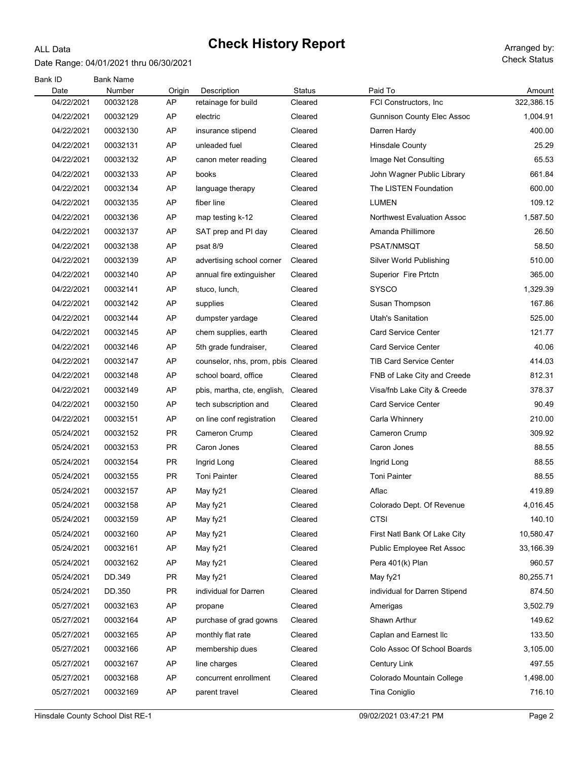# Check History Report

ALL Data

Date Range: 04/01/2021 thru 06/30/2021

Arranged by: Check Status

| Bank ID / Date | Bank Name / Number | Origin | Description | Status | Paid To | Amount |
|---|---|---|---|---|---|---|
| 04/22/2021 | 00032128 | AP | retainage for build | Cleared | FCI Constructors, Inc | 322,386.15 |
| 04/22/2021 | 00032129 | AP | electric | Cleared | Gunnison County Elec Assoc | 1,004.91 |
| 04/22/2021 | 00032130 | AP | insurance stipend | Cleared | Darren Hardy | 400.00 |
| 04/22/2021 | 00032131 | AP | unleaded fuel | Cleared | Hinsdale County | 25.29 |
| 04/22/2021 | 00032132 | AP | canon meter reading | Cleared | Image Net Consulting | 65.53 |
| 04/22/2021 | 00032133 | AP | books | Cleared | John Wagner Public Library | 661.84 |
| 04/22/2021 | 00032134 | AP | language therapy | Cleared | The LISTEN Foundation | 600.00 |
| 04/22/2021 | 00032135 | AP | fiber line | Cleared | LUMEN | 109.12 |
| 04/22/2021 | 00032136 | AP | map testing k-12 | Cleared | Northwest Evaluation Assoc | 1,587.50 |
| 04/22/2021 | 00032137 | AP | SAT prep and PI day | Cleared | Amanda Phillimore | 26.50 |
| 04/22/2021 | 00032138 | AP | psat 8/9 | Cleared | PSAT/NMSQT | 58.50 |
| 04/22/2021 | 00032139 | AP | advertising school corner | Cleared | Silver World Publishing | 510.00 |
| 04/22/2021 | 00032140 | AP | annual fire extinguisher | Cleared | Superior Fire Prtctn | 365.00 |
| 04/22/2021 | 00032141 | AP | stuco, lunch, | Cleared | SYSCO | 1,329.39 |
| 04/22/2021 | 00032142 | AP | supplies | Cleared | Susan Thompson | 167.86 |
| 04/22/2021 | 00032144 | AP | dumpster yardage | Cleared | Utah's Sanitation | 525.00 |
| 04/22/2021 | 00032145 | AP | chem supplies, earth | Cleared | Card Service Center | 121.77 |
| 04/22/2021 | 00032146 | AP | 5th grade fundraiser, | Cleared | Card Service Center | 40.06 |
| 04/22/2021 | 00032147 | AP | counselor, nhs, prom, pbis | Cleared | TIB Card Service Center | 414.03 |
| 04/22/2021 | 00032148 | AP | school board, office | Cleared | FNB of Lake City and Creede | 812.31 |
| 04/22/2021 | 00032149 | AP | pbis, martha, cte, english, | Cleared | Visa/fnb Lake City & Creede | 378.37 |
| 04/22/2021 | 00032150 | AP | tech subscription and | Cleared | Card Service Center | 90.49 |
| 04/22/2021 | 00032151 | AP | on line conf registration | Cleared | Carla Whinnery | 210.00 |
| 05/24/2021 | 00032152 | PR | Cameron Crump | Cleared | Cameron Crump | 309.92 |
| 05/24/2021 | 00032153 | PR | Caron Jones | Cleared | Caron Jones | 88.55 |
| 05/24/2021 | 00032154 | PR | Ingrid Long | Cleared | Ingrid Long | 88.55 |
| 05/24/2021 | 00032155 | PR | Toni Painter | Cleared | Toni Painter | 88.55 |
| 05/24/2021 | 00032157 | AP | May fy21 | Cleared | Aflac | 419.89 |
| 05/24/2021 | 00032158 | AP | May fy21 | Cleared | Colorado Dept. Of Revenue | 4,016.45 |
| 05/24/2021 | 00032159 | AP | May fy21 | Cleared | CTSI | 140.10 |
| 05/24/2021 | 00032160 | AP | May fy21 | Cleared | First Natl Bank Of Lake City | 10,580.47 |
| 05/24/2021 | 00032161 | AP | May fy21 | Cleared | Public Employee Ret Assoc | 33,166.39 |
| 05/24/2021 | 00032162 | AP | May fy21 | Cleared | Pera 401(k) Plan | 960.57 |
| 05/24/2021 | DD.349 | PR | May fy21 | Cleared | May fy21 | 80,255.71 |
| 05/24/2021 | DD.350 | PR | individual for Darren | Cleared | individual for Darren Stipend | 874.50 |
| 05/27/2021 | 00032163 | AP | propane | Cleared | Amerigas | 3,502.79 |
| 05/27/2021 | 00032164 | AP | purchase of grad gowns | Cleared | Shawn Arthur | 149.62 |
| 05/27/2021 | 00032165 | AP | monthly flat rate | Cleared | Caplan and Earnest llc | 133.50 |
| 05/27/2021 | 00032166 | AP | membership dues | Cleared | Colo Assoc Of School Boards | 3,105.00 |
| 05/27/2021 | 00032167 | AP | line charges | Cleared | Century Link | 497.55 |
| 05/27/2021 | 00032168 | AP | concurrent enrollment | Cleared | Colorado Mountain College | 1,498.00 |
| 05/27/2021 | 00032169 | AP | parent travel | Cleared | Tina Coniglio | 716.10 |

Hinsdale County School Dist RE-1 — 09/02/2021 03:47:21 PM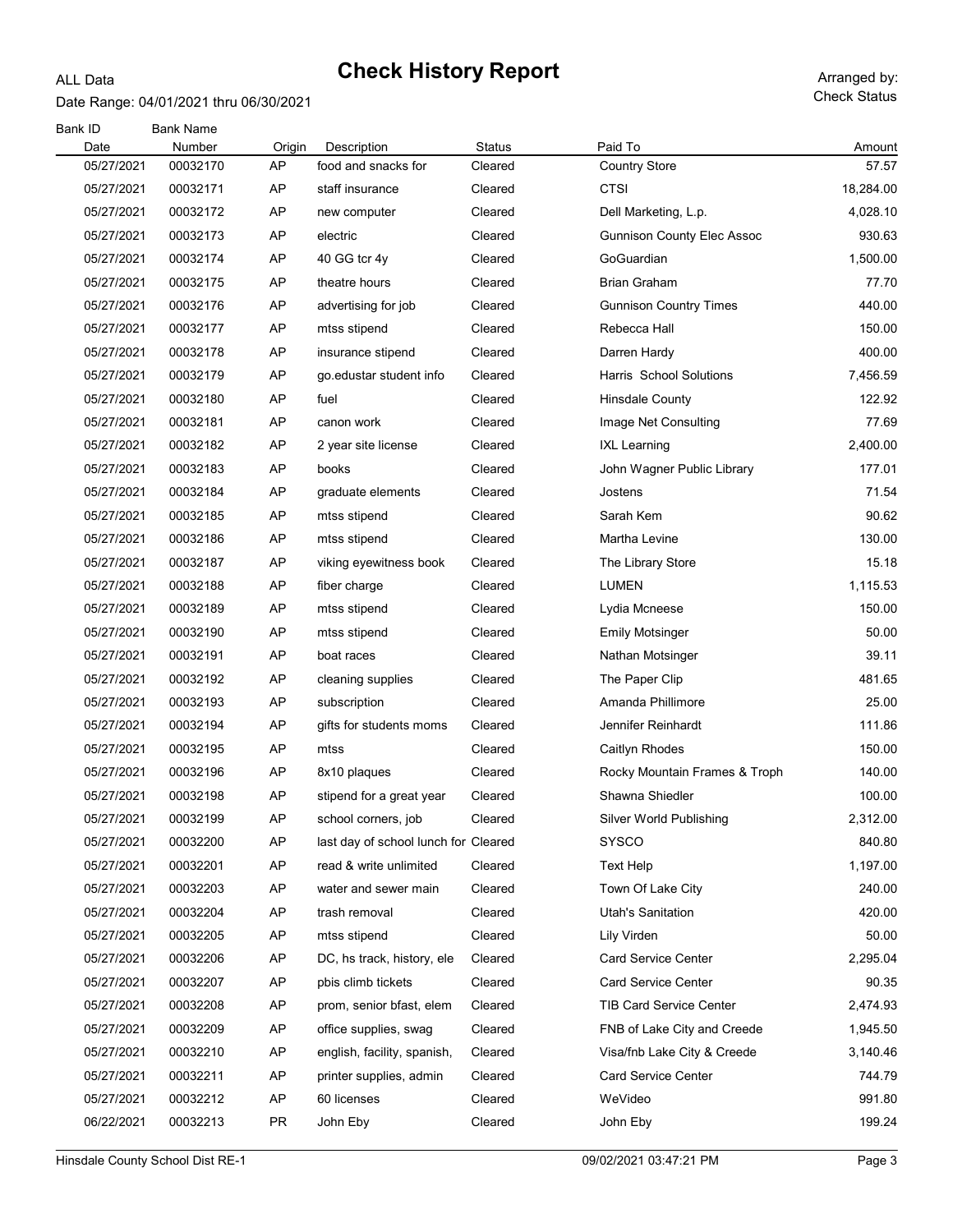ALL Data

# Check History Report

Date Range: 04/01/2021 thru 06/30/2021

Arranged by: Check Status

| Bank ID Date | Bank Name Number | Origin | Description | Status | Paid To | Amount |
|---|---|---|---|---|---|---|
| 05/27/2021 | 00032170 | AP | food and snacks for | Cleared | Country Store | 57.57 |
| 05/27/2021 | 00032171 | AP | staff insurance | Cleared | CTSI | 18,284.00 |
| 05/27/2021 | 00032172 | AP | new computer | Cleared | Dell Marketing, L.p. | 4,028.10 |
| 05/27/2021 | 00032173 | AP | electric | Cleared | Gunnison County Elec Assoc | 930.63 |
| 05/27/2021 | 00032174 | AP | 40 GG tcr 4y | Cleared | GoGuardian | 1,500.00 |
| 05/27/2021 | 00032175 | AP | theatre hours | Cleared | Brian Graham | 77.70 |
| 05/27/2021 | 00032176 | AP | advertising for job | Cleared | Gunnison Country Times | 440.00 |
| 05/27/2021 | 00032177 | AP | mtss stipend | Cleared | Rebecca Hall | 150.00 |
| 05/27/2021 | 00032178 | AP | insurance stipend | Cleared | Darren Hardy | 400.00 |
| 05/27/2021 | 00032179 | AP | go.edustar student info | Cleared | Harris School Solutions | 7,456.59 |
| 05/27/2021 | 00032180 | AP | fuel | Cleared | Hinsdale County | 122.92 |
| 05/27/2021 | 00032181 | AP | canon work | Cleared | Image Net Consulting | 77.69 |
| 05/27/2021 | 00032182 | AP | 2 year site license | Cleared | IXL Learning | 2,400.00 |
| 05/27/2021 | 00032183 | AP | books | Cleared | John Wagner Public Library | 177.01 |
| 05/27/2021 | 00032184 | AP | graduate elements | Cleared | Jostens | 71.54 |
| 05/27/2021 | 00032185 | AP | mtss stipend | Cleared | Sarah Kem | 90.62 |
| 05/27/2021 | 00032186 | AP | mtss stipend | Cleared | Martha Levine | 130.00 |
| 05/27/2021 | 00032187 | AP | viking eyewitness book | Cleared | The Library Store | 15.18 |
| 05/27/2021 | 00032188 | AP | fiber charge | Cleared | LUMEN | 1,115.53 |
| 05/27/2021 | 00032189 | AP | mtss stipend | Cleared | Lydia Mcneese | 150.00 |
| 05/27/2021 | 00032190 | AP | mtss stipend | Cleared | Emily Motsinger | 50.00 |
| 05/27/2021 | 00032191 | AP | boat races | Cleared | Nathan Motsinger | 39.11 |
| 05/27/2021 | 00032192 | AP | cleaning supplies | Cleared | The Paper Clip | 481.65 |
| 05/27/2021 | 00032193 | AP | subscription | Cleared | Amanda Phillimore | 25.00 |
| 05/27/2021 | 00032194 | AP | gifts for students moms | Cleared | Jennifer Reinhardt | 111.86 |
| 05/27/2021 | 00032195 | AP | mtss | Cleared | Caitlyn Rhodes | 150.00 |
| 05/27/2021 | 00032196 | AP | 8x10 plaques | Cleared | Rocky Mountain Frames & Troph | 140.00 |
| 05/27/2021 | 00032198 | AP | stipend for a great year | Cleared | Shawna Shiedler | 100.00 |
| 05/27/2021 | 00032199 | AP | school corners, job | Cleared | Silver World Publishing | 2,312.00 |
| 05/27/2021 | 00032200 | AP | last day of school lunch for | Cleared | SYSCO | 840.80 |
| 05/27/2021 | 00032201 | AP | read & write unlimited | Cleared | Text Help | 1,197.00 |
| 05/27/2021 | 00032203 | AP | water and sewer main | Cleared | Town Of Lake City | 240.00 |
| 05/27/2021 | 00032204 | AP | trash removal | Cleared | Utah's Sanitation | 420.00 |
| 05/27/2021 | 00032205 | AP | mtss stipend | Cleared | Lily Virden | 50.00 |
| 05/27/2021 | 00032206 | AP | DC, hs track, history, ele | Cleared | Card Service Center | 2,295.04 |
| 05/27/2021 | 00032207 | AP | pbis climb tickets | Cleared | Card Service Center | 90.35 |
| 05/27/2021 | 00032208 | AP | prom, senior bfast, elem | Cleared | TIB Card Service Center | 2,474.93 |
| 05/27/2021 | 00032209 | AP | office supplies, swag | Cleared | FNB of Lake City and Creede | 1,945.50 |
| 05/27/2021 | 00032210 | AP | english, facility, spanish, | Cleared | Visa/fnb Lake City & Creede | 3,140.46 |
| 05/27/2021 | 00032211 | AP | printer supplies, admin | Cleared | Card Service Center | 744.79 |
| 05/27/2021 | 00032212 | AP | 60 licenses | Cleared | WeVideo | 991.80 |
| 06/22/2021 | 00032213 | PR | John Eby | Cleared | John Eby | 199.24 |

Hinsdale County School Dist RE-1 — 09/02/2021 03:47:21 PM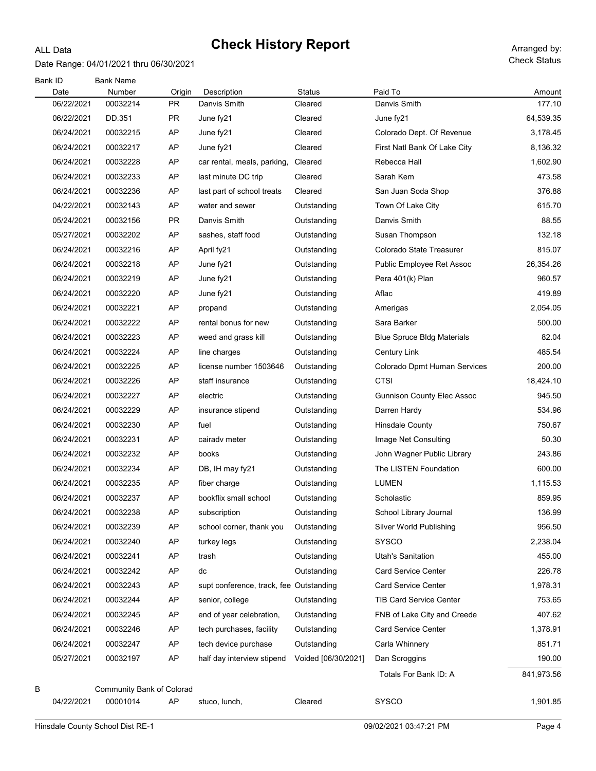# Check History Report

ALL Data

Date Range: 04/01/2021 thru 06/30/2021

Arranged by: Check Status

| Bank ID | Bank Name | | | | | |
|---|---|---|---|---|---|---|
| Date | Number | Origin | Description | Status | Paid To | Amount |
| 06/22/2021 | 00032214 | PR | Danvis Smith | Cleared | Danvis Smith | 177.10 |
| 06/22/2021 | DD.351 | PR | June fy21 | Cleared | June fy21 | 64,539.35 |
| 06/24/2021 | 00032215 | AP | June fy21 | Cleared | Colorado Dept. Of Revenue | 3,178.45 |
| 06/24/2021 | 00032217 | AP | June fy21 | Cleared | First Natl Bank Of Lake City | 8,136.32 |
| 06/24/2021 | 00032228 | AP | car rental, meals, parking, | Cleared | Rebecca Hall | 1,602.90 |
| 06/24/2021 | 00032233 | AP | last minute DC trip | Cleared | Sarah Kem | 473.58 |
| 06/24/2021 | 00032236 | AP | last part of school treats | Cleared | San Juan Soda Shop | 376.88 |
| 04/22/2021 | 00032143 | AP | water and sewer | Outstanding | Town Of Lake City | 615.70 |
| 05/24/2021 | 00032156 | PR | Danvis Smith | Outstanding | Danvis Smith | 88.55 |
| 05/27/2021 | 00032202 | AP | sashes, staff food | Outstanding | Susan Thompson | 132.18 |
| 06/24/2021 | 00032216 | AP | April fy21 | Outstanding | Colorado State Treasurer | 815.07 |
| 06/24/2021 | 00032218 | AP | June fy21 | Outstanding | Public Employee Ret Assoc | 26,354.26 |
| 06/24/2021 | 00032219 | AP | June fy21 | Outstanding | Pera 401(k) Plan | 960.57 |
| 06/24/2021 | 00032220 | AP | June fy21 | Outstanding | Aflac | 419.89 |
| 06/24/2021 | 00032221 | AP | propand | Outstanding | Amerigas | 2,054.05 |
| 06/24/2021 | 00032222 | AP | rental bonus for new | Outstanding | Sara Barker | 500.00 |
| 06/24/2021 | 00032223 | AP | weed and grass kill | Outstanding | Blue Spruce Bldg Materials | 82.04 |
| 06/24/2021 | 00032224 | AP | line charges | Outstanding | Century Link | 485.54 |
| 06/24/2021 | 00032225 | AP | license number 1503646 | Outstanding | Colorado Dpmt Human Services | 200.00 |
| 06/24/2021 | 00032226 | AP | staff insurance | Outstanding | CTSI | 18,424.10 |
| 06/24/2021 | 00032227 | AP | electric | Outstanding | Gunnison County Elec Assoc | 945.50 |
| 06/24/2021 | 00032229 | AP | insurance stipend | Outstanding | Darren Hardy | 534.96 |
| 06/24/2021 | 00032230 | AP | fuel | Outstanding | Hinsdale County | 750.67 |
| 06/24/2021 | 00032231 | AP | cairadv meter | Outstanding | Image Net Consulting | 50.30 |
| 06/24/2021 | 00032232 | AP | books | Outstanding | John Wagner Public Library | 243.86 |
| 06/24/2021 | 00032234 | AP | DB, IH may fy21 | Outstanding | The LISTEN Foundation | 600.00 |
| 06/24/2021 | 00032235 | AP | fiber charge | Outstanding | LUMEN | 1,115.53 |
| 06/24/2021 | 00032237 | AP | bookflix small school | Outstanding | Scholastic | 859.95 |
| 06/24/2021 | 00032238 | AP | subscription | Outstanding | School Library Journal | 136.99 |
| 06/24/2021 | 00032239 | AP | school corner, thank you | Outstanding | Silver World Publishing | 956.50 |
| 06/24/2021 | 00032240 | AP | turkey legs | Outstanding | SYSCO | 2,238.04 |
| 06/24/2021 | 00032241 | AP | trash | Outstanding | Utah's Sanitation | 455.00 |
| 06/24/2021 | 00032242 | AP | dc | Outstanding | Card Service Center | 226.78 |
| 06/24/2021 | 00032243 | AP | supt conference, track, fee | Outstanding | Card Service Center | 1,978.31 |
| 06/24/2021 | 00032244 | AP | senior, college | Outstanding | TIB Card Service Center | 753.65 |
| 06/24/2021 | 00032245 | AP | end of year celebration, | Outstanding | FNB of Lake City and Creede | 407.62 |
| 06/24/2021 | 00032246 | AP | tech purchases, facility | Outstanding | Card Service Center | 1,378.91 |
| 06/24/2021 | 00032247 | AP | tech device purchase | Outstanding | Carla Whinnery | 851.71 |
| 05/27/2021 | 00032197 | AP | half day interview stipend | Voided [06/30/2021] | Dan Scroggins | 190.00 |
| | | | | | Totals For Bank ID: A | 841,973.56 |
| B | Community Bank of Colorad | | | | | |
| 04/22/2021 | 00001014 | AP | stuco, lunch, | Cleared | SYSCO | 1,901.85 |

Hinsdale County School Dist RE-1 — 09/02/2021 03:47:21 PM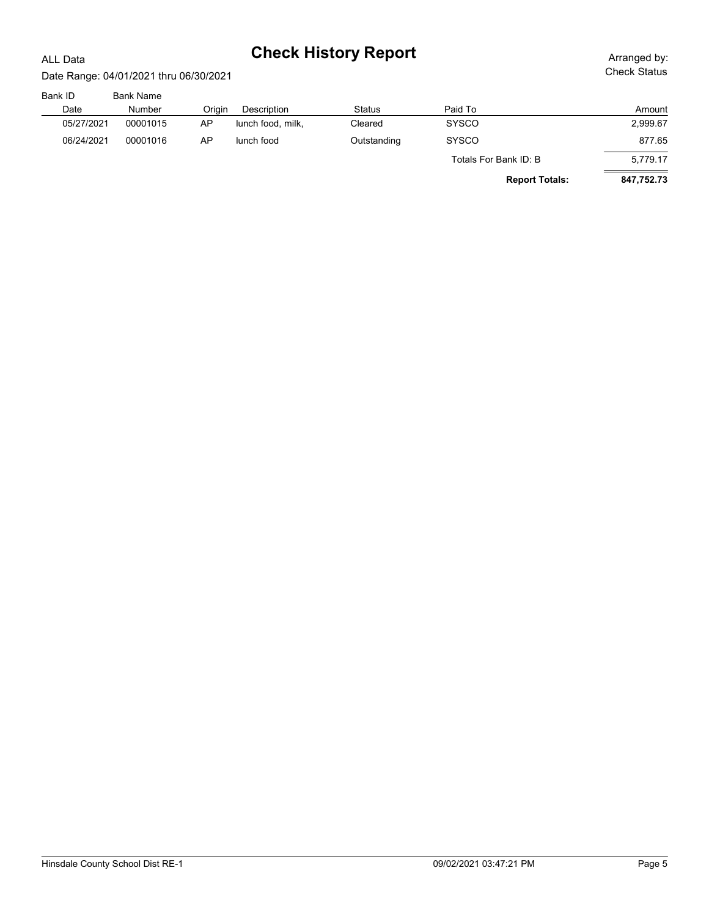# Check History Report

ALL Data

Date Range: 04/01/2021 thru 06/30/2021

Arranged by: Check Status

| Bank ID / Date | Bank Name / Number | Origin | Description | Status | Paid To | Amount |
|---|---|---|---|---|---|---|
| 05/27/2021 | 00001015 | AP | lunch food, milk, | Cleared | SYSCO | 2,999.67 |
| 06/24/2021 | 00001016 | AP | lunch food | Outstanding | SYSCO | 877.65 |
| | | | | | Totals For Bank ID: B | 5,779.17 |
| | | | | | **Report Totals:** | **847,752.73** |